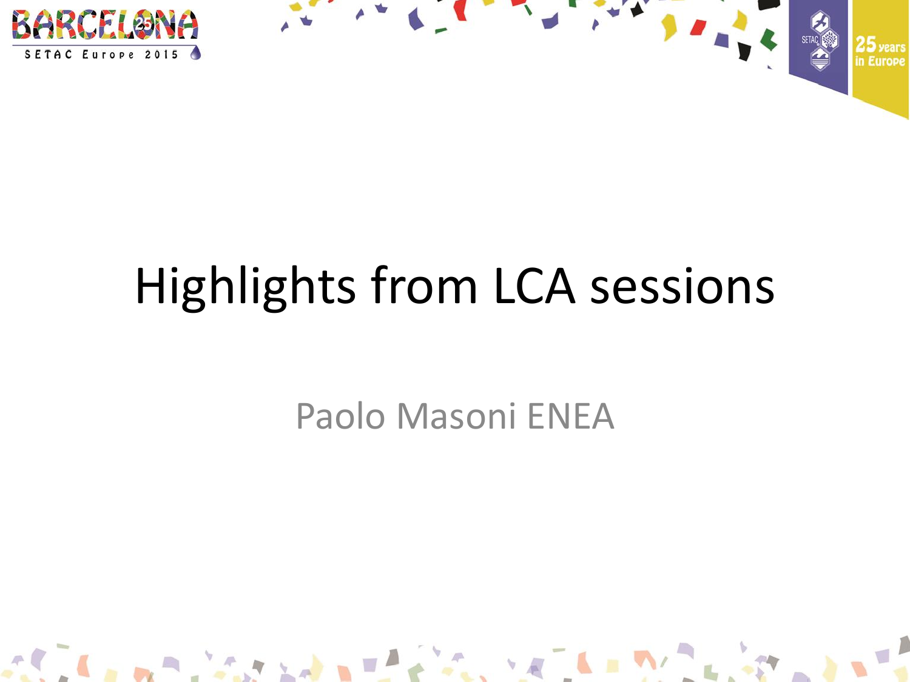# Highlights from LCA sessions

Paolo Masoni ENEA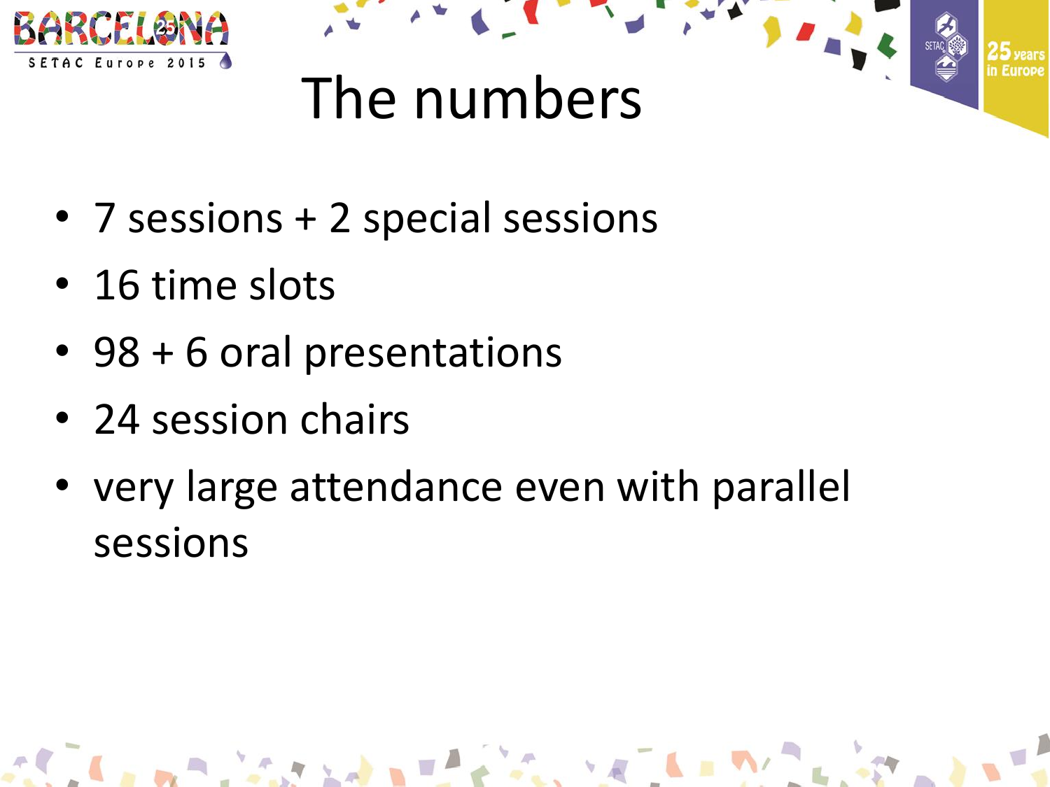# The numbers

- 7 sessions + 2 special sessions
- 16 time slots
- 98 + 6 oral presentations
- 24 session chairs
- very large attendance even with parallel sessions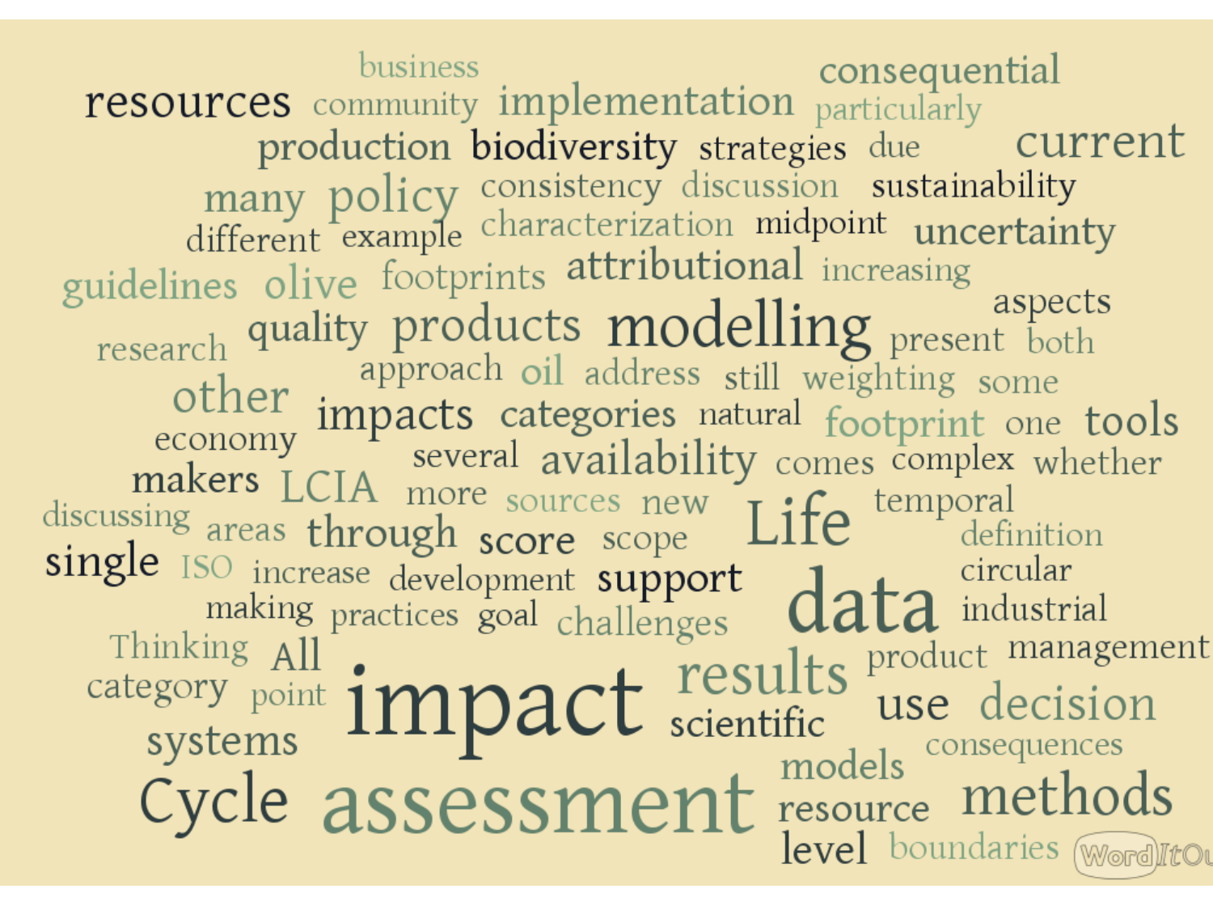business consequential
resources community implementation particularly
production biodiversity strategies due current
many policy consistency discussion sustainability
different example characterization midpoint uncertainty
guidelines olive footprints attributional increasing
aspects
research quality products modelling present both
approach oil address still weighting some
other
economy impacts categories natural footprint one tools
several availability comes complex whether
makers LCIA more sources new temporal
discussing areas through score scope Life definition
single ISO increase development support circular
making practices goal challenges data industrial
Thinking All product management
category point impact results use decision
systems scientific consequences
models
Cycle assessment resource methods
level boundaries WordItOut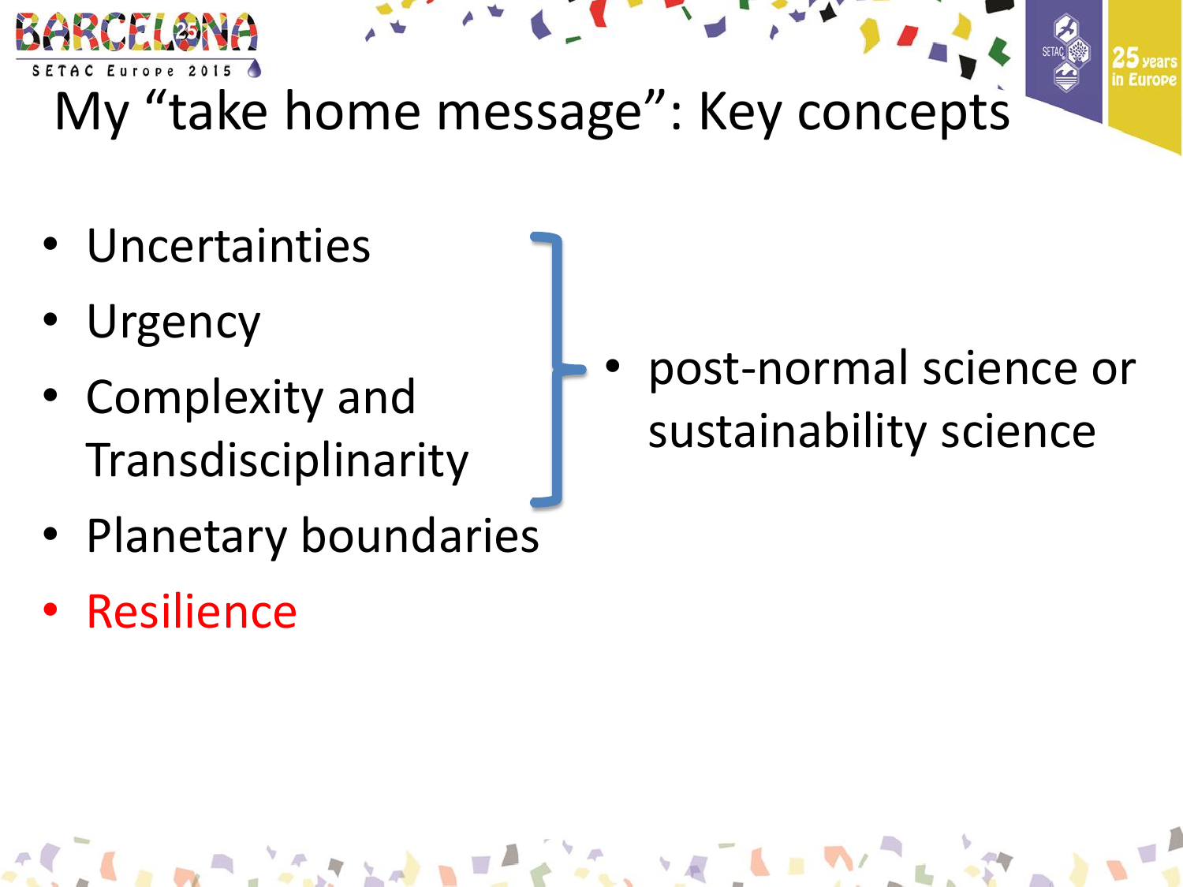# My "take home message": Key concepts

- Uncertainties
- Urgency
- Complexity and Transdisciplinarity
- Planetary boundaries
- Resilience

- post-normal science or sustainability science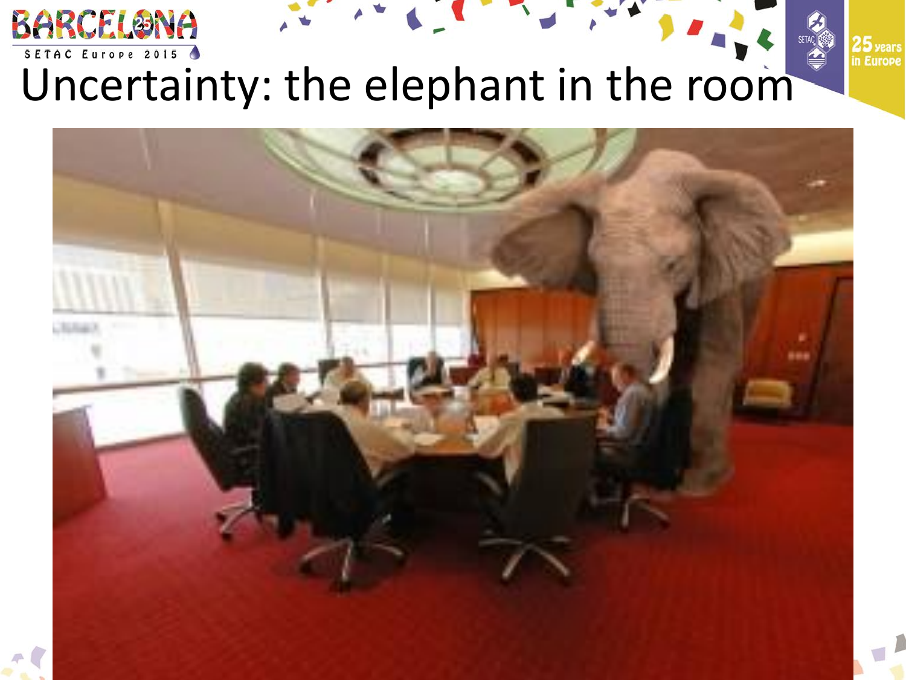# Uncertainty: the elephant in the room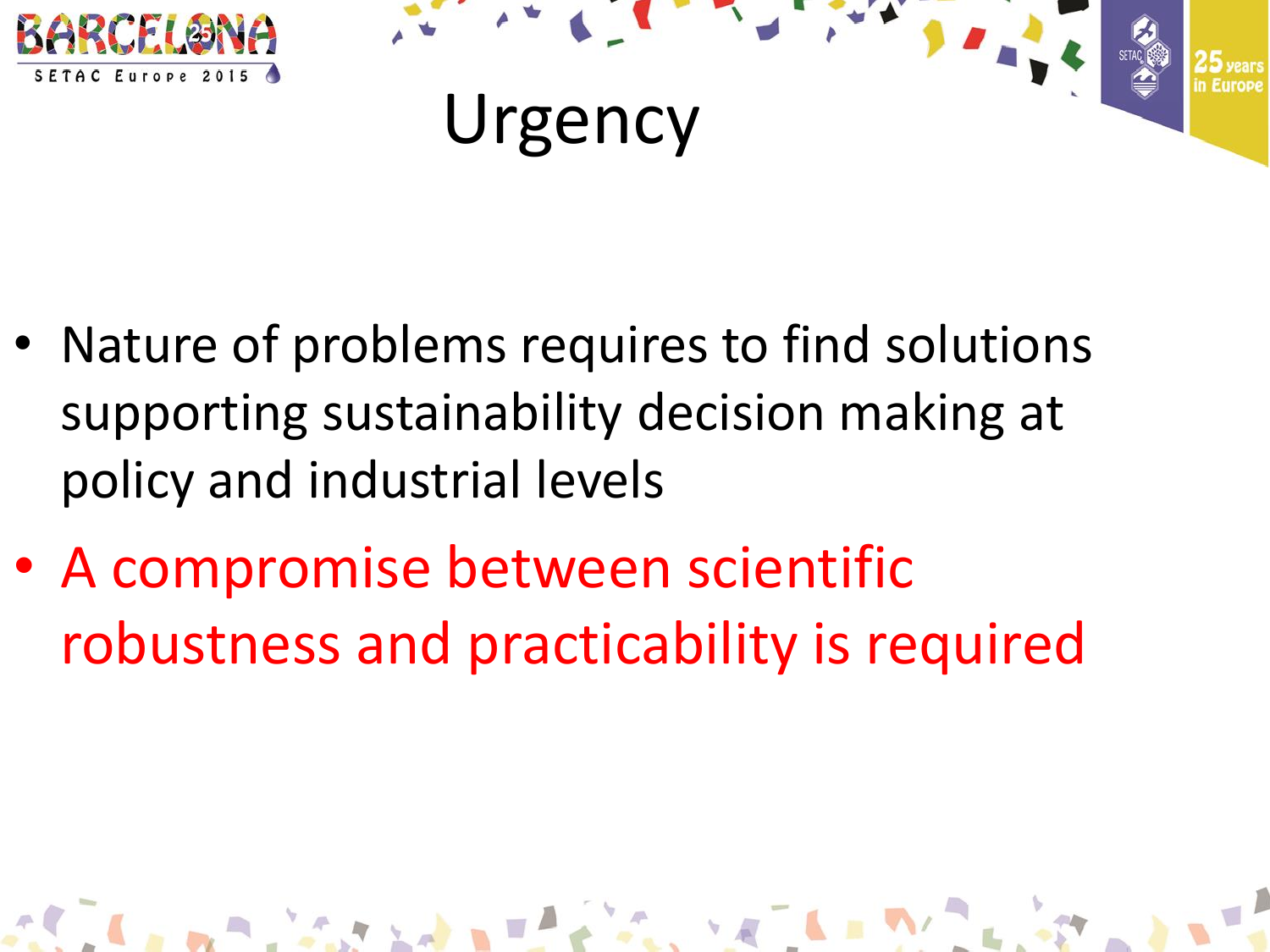# Urgency

- Nature of problems requires to find solutions supporting sustainability decision making at policy and industrial levels
- A compromise between scientific robustness and practicability is required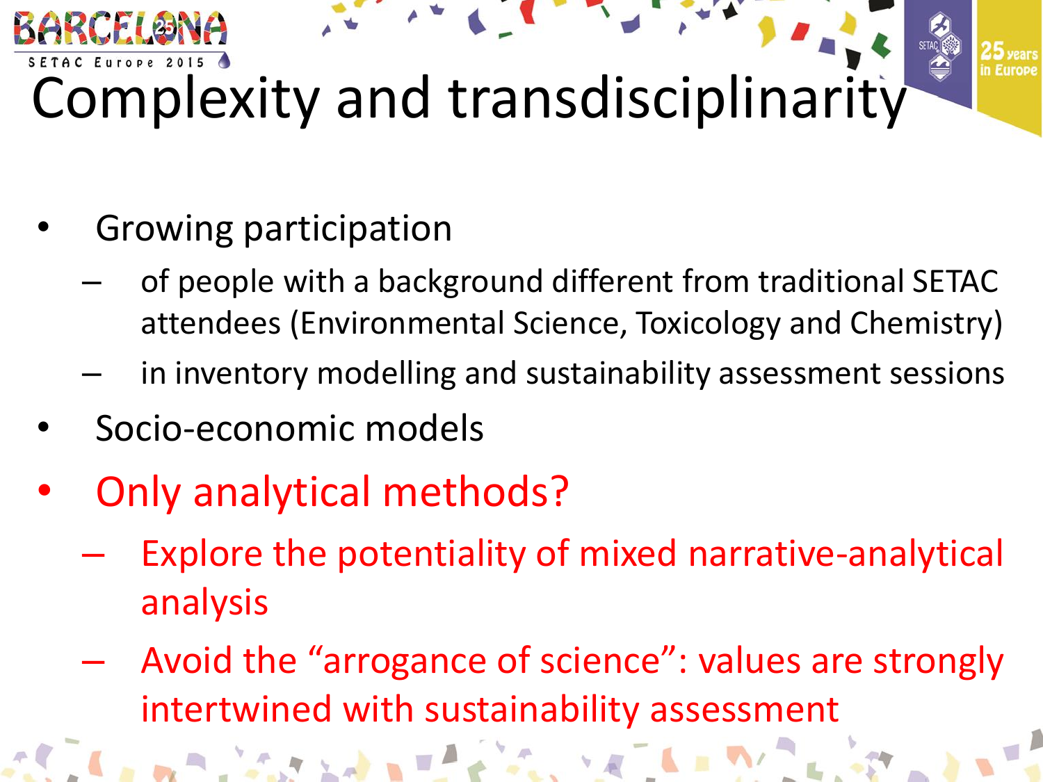# Complexity and transdisciplinarity

- Growing participation
  - of people with a background different from traditional SETAC attendees (Environmental Science, Toxicology and Chemistry)
  - in inventory modelling and sustainability assessment sessions
- Socio-economic models
- Only analytical methods?
  - Explore the potentiality of mixed narrative-analytical analysis
  - Avoid the “arrogance of science”: values are strongly intertwined with sustainability assessment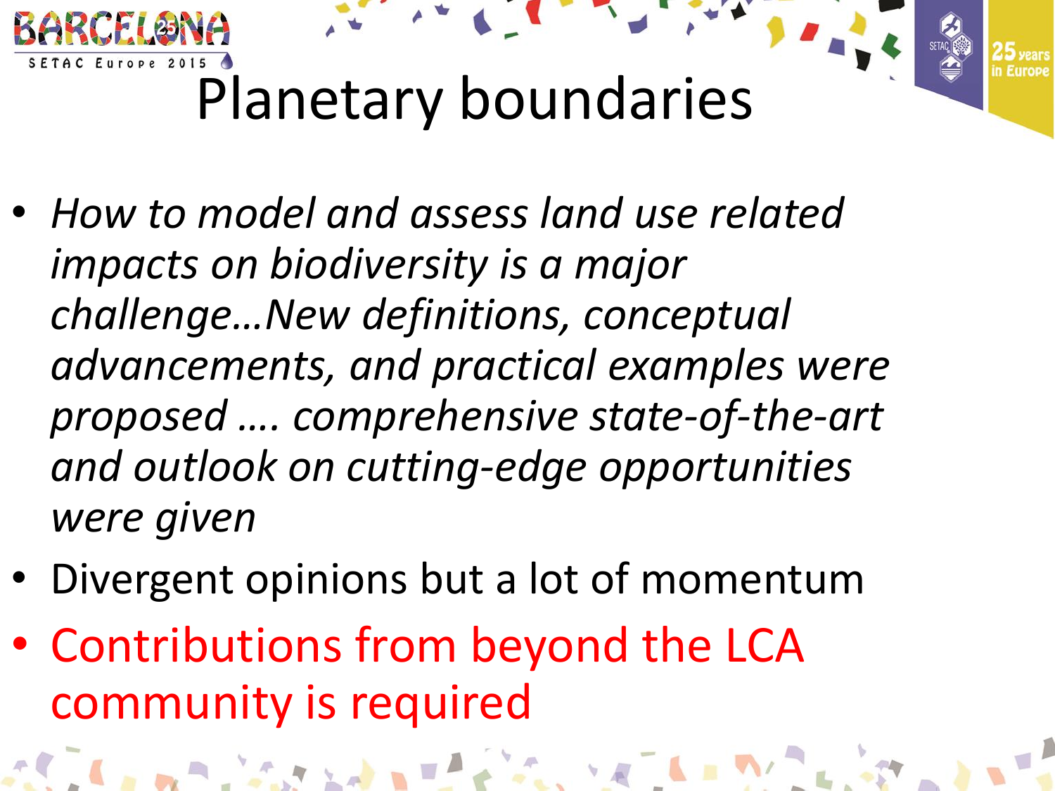# Planetary boundaries

- *How to model and assess land use related impacts on biodiversity is a major challenge…New definitions, conceptual advancements, and practical examples were proposed …. comprehensive state-of-the-art and outlook on cutting-edge opportunities were given*
- Divergent opinions but a lot of momentum
- Contributions from beyond the LCA community is required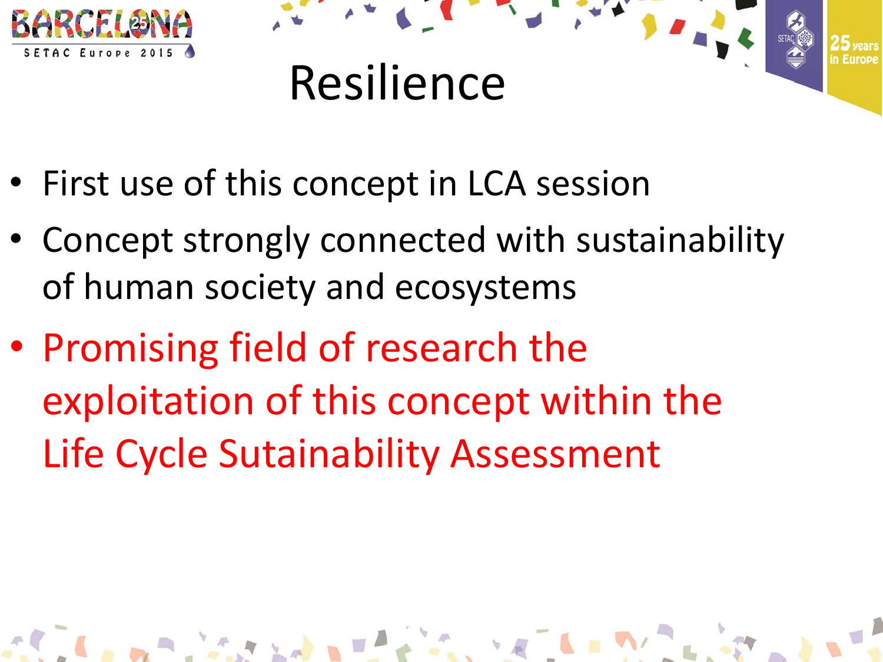# Resilience

- First use of this concept in LCA session
- Concept strongly connected with sustainability of human society and ecosystems
- Promising field of research the exploitation of this concept within the Life Cycle Sutainability Assessment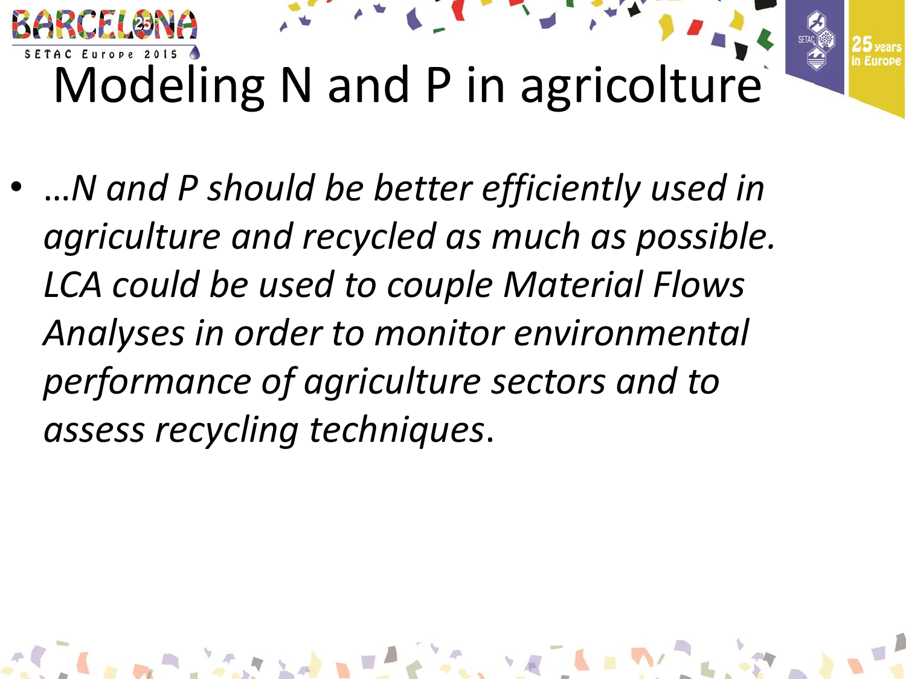# Modeling N and P in agricolture

- *…N and P should be better efficiently used in agriculture and recycled as much as possible. LCA could be used to couple Material Flows Analyses in order to monitor environmental performance of agriculture sectors and to assess recycling techniques*.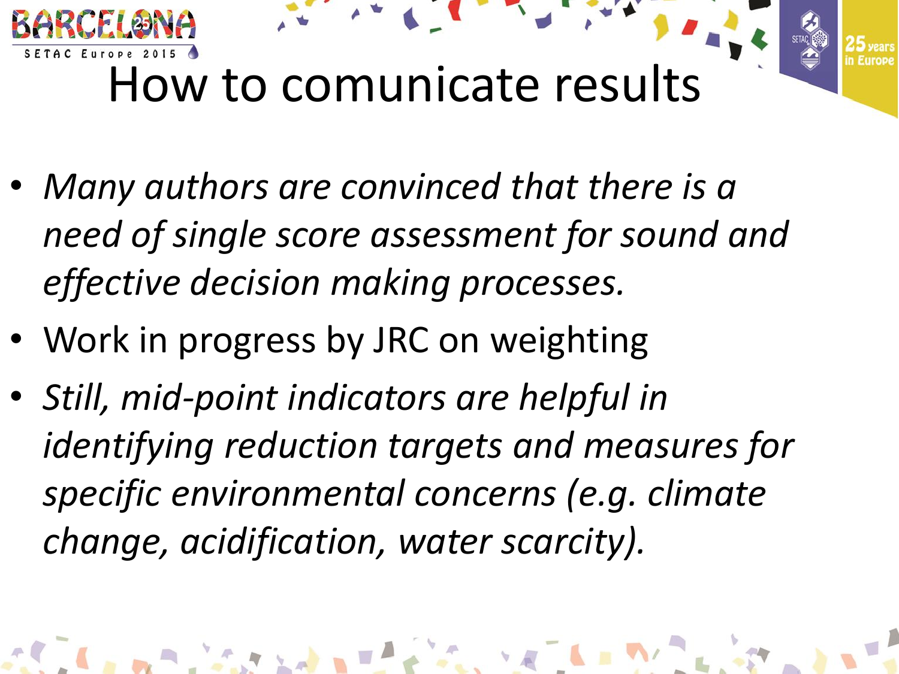# How to comunicate results

- *Many authors are convinced that there is a need of single score assessment for sound and effective decision making processes.*
- Work in progress by JRC on weighting
- *Still, mid-point indicators are helpful in identifying reduction targets and measures for specific environmental concerns (e.g. climate change, acidification, water scarcity).*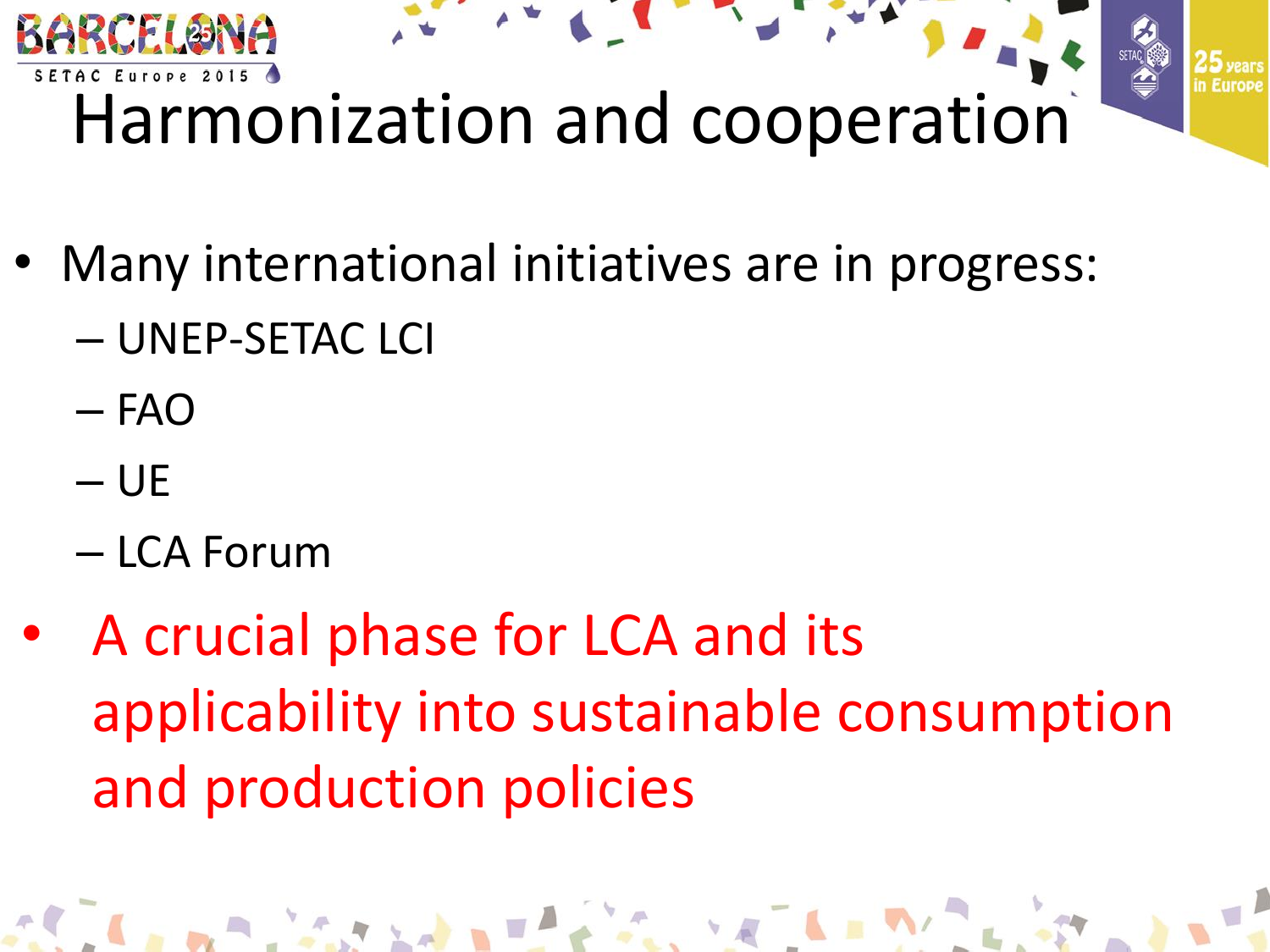# Harmonization and cooperation

- Many international initiatives are in progress:
  - UNEP-SETAC LCI
  - FAO
  - UE
  - LCA Forum
- A crucial phase for LCA and its applicability into sustainable consumption and production policies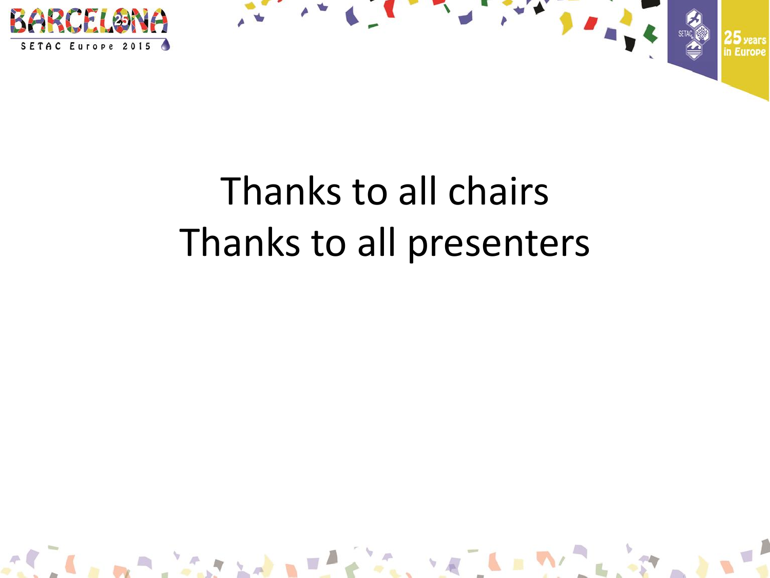Thanks to all chairs

Thanks to all presenters